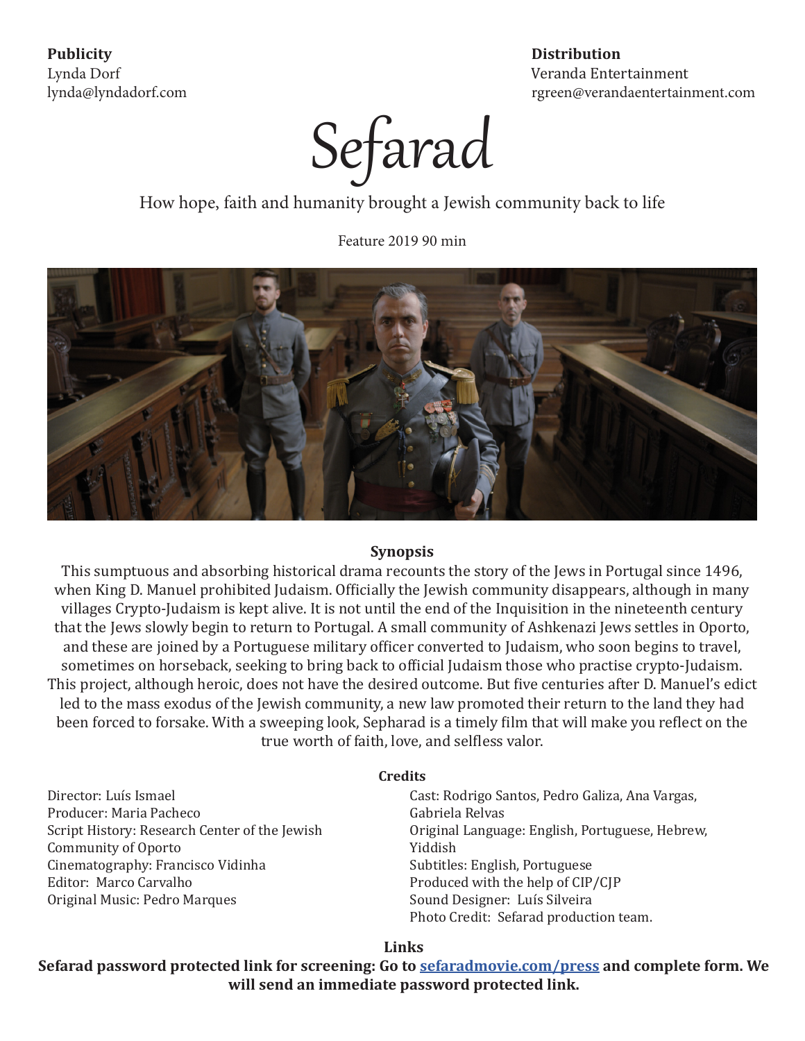**Publicity**
Lynda Dorf
lynda@lyndadorf.com

**Distribution**
Veranda Entertainment
rgreen@verandaentertainment.com

# Sefarad

How hope, faith and humanity brought a Jewish community back to life

Feature 2019 90 min

## Synopsis

This sumptuous and absorbing historical drama recounts the story of the Jews in Portugal since 1496, when King D. Manuel prohibited Judaism. Officially the Jewish community disappears, although in many villages Crypto-Judaism is kept alive. It is not until the end of the Inquisition in the nineteenth century that the Jews slowly begin to return to Portugal. A small community of Ashkenazi Jews settles in Oporto, and these are joined by a Portuguese military officer converted to Judaism, who soon begins to travel, sometimes on horseback, seeking to bring back to official Judaism those who practise crypto-Judaism. This project, although heroic, does not have the desired outcome. But five centuries after D. Manuel's edict led to the mass exodus of the Jewish community, a new law promoted their return to the land they had been forced to forsake. With a sweeping look, Sepharad is a timely film that will make you reflect on the true worth of faith, love, and selfless valor.

## Credits

Director: Luís Ismael
Producer: Maria Pacheco
Script History: Research Center of the Jewish Community of Oporto
Cinematography: Francisco Vidinha
Editor: Marco Carvalho
Original Music: Pedro Marques
Cast: Rodrigo Santos, Pedro Galiza, Ana Vargas, Gabriela Relvas
Original Language: English, Portuguese, Hebrew, Yiddish
Subtitles: English, Portuguese
Produced with the help of CIP/CJP
Sound Designer: Luís Silveira
Photo Credit: Sefarad production team.

## Links

**Sefarad password protected link for screening: Go to [sefaradmovie.com/press](sefaradmovie.com/press) and complete form. We will send an immediate password protected link.**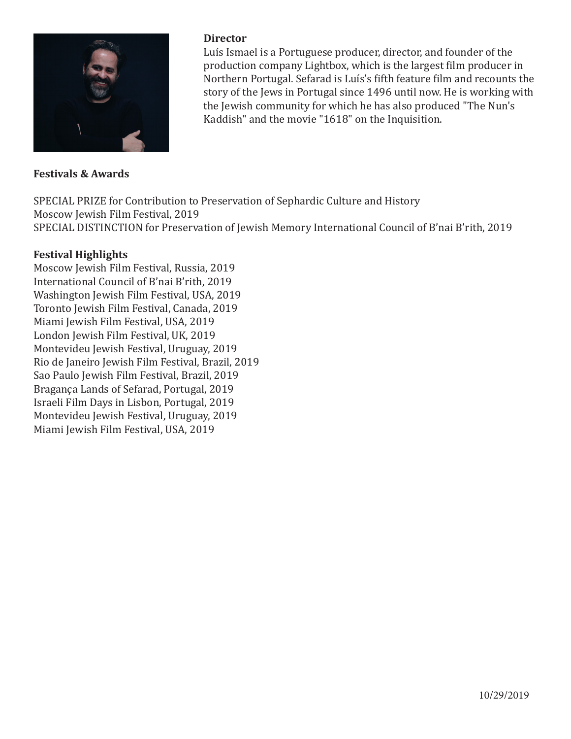**Director**

Luís Ismael is a Portuguese producer, director, and founder of the production company Lightbox, which is the largest film producer in Northern Portugal. Sefarad is Luís's fifth feature film and recounts the story of the Jews in Portugal since 1496 until now. He is working with the Jewish community for which he has also produced "The Nun's Kaddish" and the movie "1618" on the Inquisition.

**Festivals & Awards**

SPECIAL PRIZE for Contribution to Preservation of Sephardic Culture and History
Moscow Jewish Film Festival, 2019
SPECIAL DISTINCTION for Preservation of Jewish Memory International Council of B'nai B'rith, 2019

**Festival Highlights**

Moscow Jewish Film Festival, Russia, 2019
International Council of B'nai B'rith, 2019
Washington Jewish Film Festival, USA, 2019
Toronto Jewish Film Festival, Canada, 2019
Miami Jewish Film Festival, USA, 2019
London Jewish Film Festival, UK, 2019
Montevideu Jewish Festival, Uruguay, 2019
Rio de Janeiro Jewish Film Festival, Brazil, 2019
Sao Paulo Jewish Film Festival, Brazil, 2019
Bragança Lands of Sefarad, Portugal, 2019
Israeli Film Days in Lisbon, Portugal, 2019
Montevideu Jewish Festival, Uruguay, 2019
Miami Jewish Film Festival, USA, 2019

10/29/2019